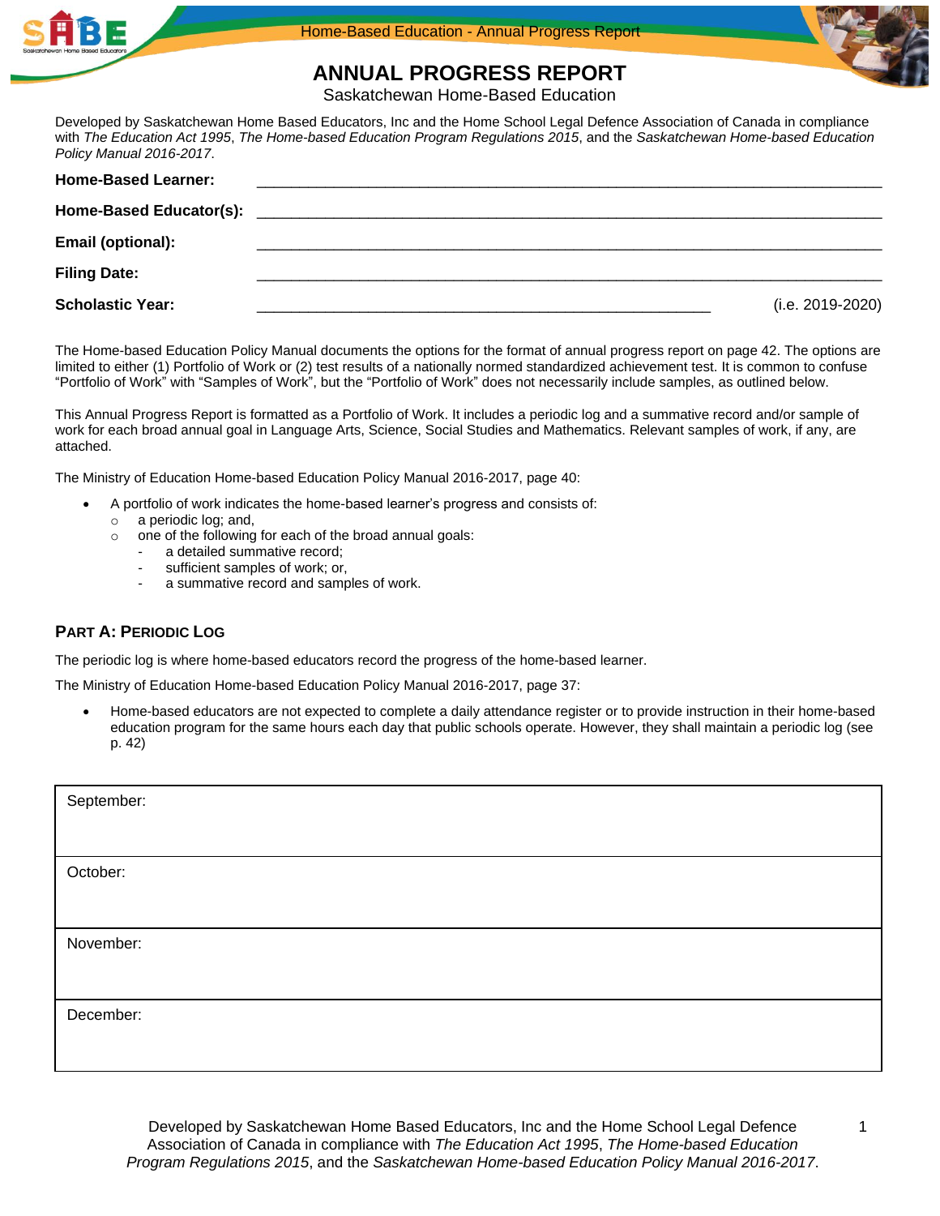# ANNUAL PROGRESS REPORT

Saskatchewan Home-Based Education

Developed by Saskatchewan Home Based Educators, Inc and the Home School Legal Defence Association of Canada in compliance with *The Education Act 1995*, *The Home-based Education Program Regulations 2015*, and the *Saskatchewan Home-based Education Policy Manual 2016-2017*.

**Home-Based Learner:** ______________________________

**Home-Based Educator(s):** ______________________________

**Email (optional):** ______________________________

**Filing Date:** ______________________________

**Scholastic Year:** ______________________________ (i.e. 2019-2020)

The Home-based Education Policy Manual documents the options for the format of annual progress report on page 42. The options are limited to either (1) Portfolio of Work or (2) test results of a nationally normed standardized achievement test. It is common to confuse "Portfolio of Work" with "Samples of Work", but the "Portfolio of Work" does not necessarily include samples, as outlined below.

This Annual Progress Report is formatted as a Portfolio of Work. It includes a periodic log and a summative record and/or sample of work for each broad annual goal in Language Arts, Science, Social Studies and Mathematics. Relevant samples of work, if any, are attached.

The Ministry of Education Home-based Education Policy Manual 2016-2017, page 40:

- A portfolio of work indicates the home-based learner's progress and consists of:
  - a periodic log; and,
  - one of the following for each of the broad annual goals:
    - a detailed summative record;
    - sufficient samples of work; or,
    - a summative record and samples of work.

## PART A: PERIODIC LOG

The periodic log is where home-based educators record the progress of the home-based learner.

The Ministry of Education Home-based Education Policy Manual 2016-2017, page 37:

- Home-based educators are not expected to complete a daily attendance register or to provide instruction in their home-based education program for the same hours each day that public schools operate. However, they shall maintain a periodic log (see p. 42)

| September: |
|---|
| October: |
| November: |
| December: |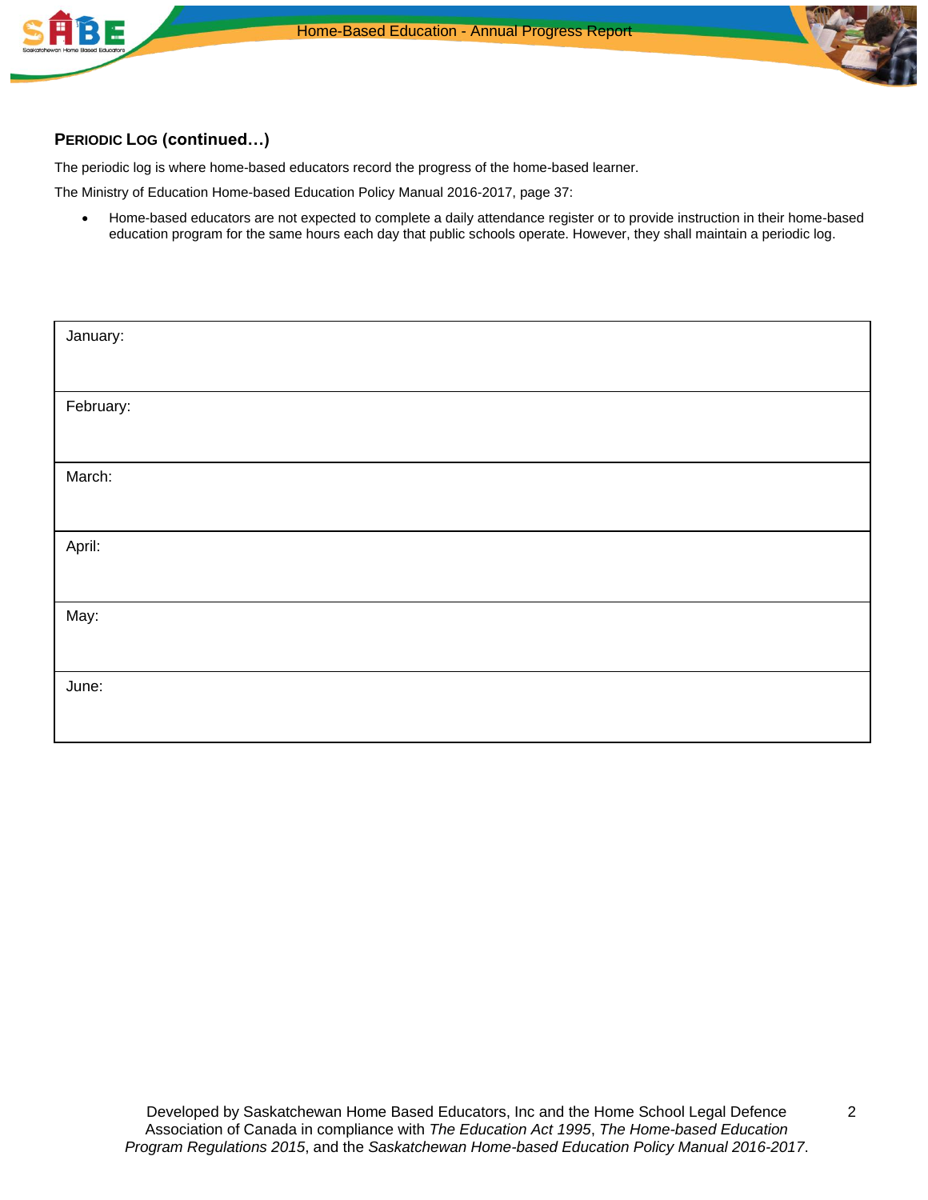## **Periodic Log (continued…)**

The periodic log is where home-based educators record the progress of the home-based learner.

The Ministry of Education Home-based Education Policy Manual 2016-2017, page 37:

- Home-based educators are not expected to complete a daily attendance register or to provide instruction in their home-based education program for the same hours each day that public schools operate. However, they shall maintain a periodic log.

| January: |
|---|
| February: |
| March: |
| April: |
| May: |
| June: |

Developed by Saskatchewan Home Based Educators, Inc and the Home School Legal Defence Association of Canada in compliance with *The Education Act 1995*, *The Home-based Education Program Regulations 2015*, and the *Saskatchewan Home-based Education Policy Manual 2016-2017*.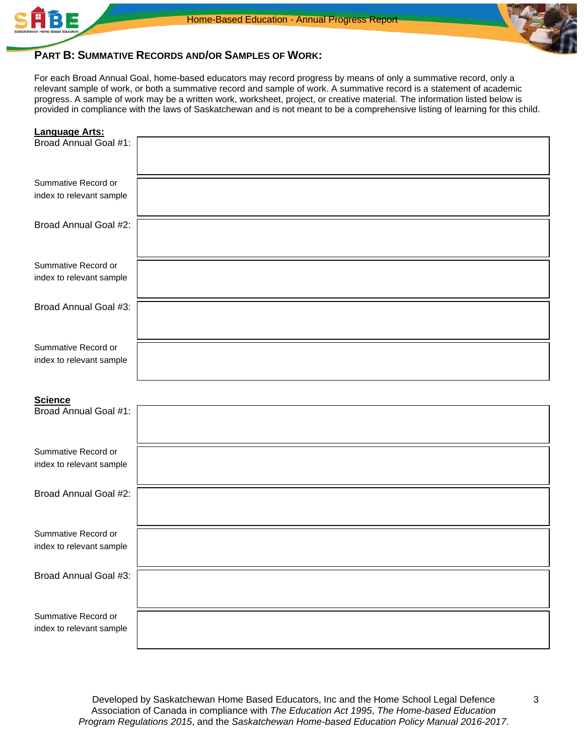## PART B: SUMMATIVE RECORDS AND/OR SAMPLES OF WORK:

For each Broad Annual Goal, home-based educators may record progress by means of only a summative record, only a relevant sample of work, or both a summative record and sample of work. A summative record is a statement of academic progress. A sample of work may be a written work, worksheet, project, or creative material. The information listed below is provided in compliance with the laws of Saskatchewan and is not meant to be a comprehensive listing of learning for this child.

**Language Arts:**

| | |
|---|---|
| Broad Annual Goal #1: | |
| Summative Record or index to relevant sample | |
| Broad Annual Goal #2: | |
| Summative Record or index to relevant sample | |
| Broad Annual Goal #3: | |
| Summative Record or index to relevant sample | |

**Science**

| | |
|---|---|
| Broad Annual Goal #1: | |
| Summative Record or index to relevant sample | |
| Broad Annual Goal #2: | |
| Summative Record or index to relevant sample | |
| Broad Annual Goal #3: | |
| Summative Record or index to relevant sample | |

Developed by Saskatchewan Home Based Educators, Inc and the Home School Legal Defence Association of Canada in compliance with *The Education Act 1995*, *The Home-based Education Program Regulations 2015*, and the *Saskatchewan Home-based Education Policy Manual 2016-2017*.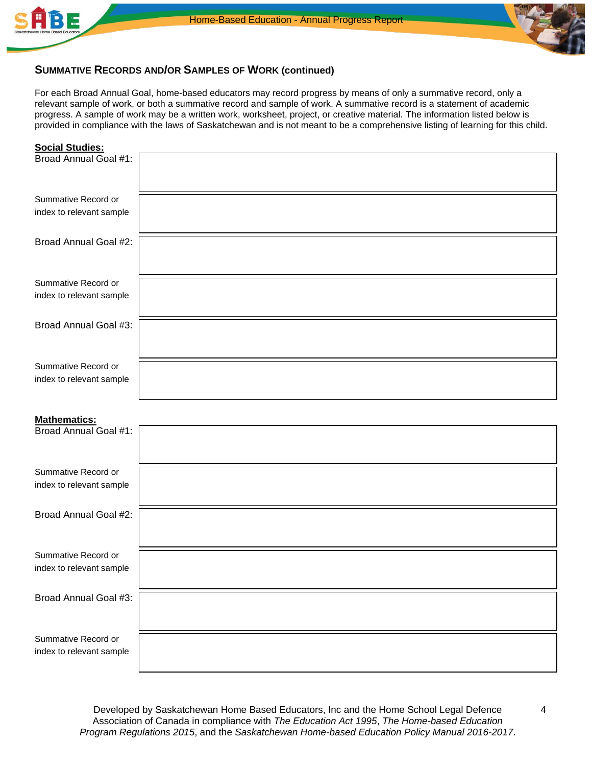## SUMMATIVE RECORDS AND/OR SAMPLES OF WORK (continued)

For each Broad Annual Goal, home-based educators may record progress by means of only a summative record, only a relevant sample of work, or both a summative record and sample of work. A summative record is a statement of academic progress. A sample of work may be a written work, worksheet, project, or creative material. The information listed below is provided in compliance with the laws of Saskatchewan and is not meant to be a comprehensive listing of learning for this child.

**Social Studies:**

| | |
|---|---|
| Broad Annual Goal #1: | |
| Summative Record or index to relevant sample | |
| Broad Annual Goal #2: | |
| Summative Record or index to relevant sample | |
| Broad Annual Goal #3: | |
| Summative Record or index to relevant sample | |

**Mathematics:**

| | |
|---|---|
| Broad Annual Goal #1: | |
| Summative Record or index to relevant sample | |
| Broad Annual Goal #2: | |
| Summative Record or index to relevant sample | |
| Broad Annual Goal #3: | |
| Summative Record or index to relevant sample | |

Developed by Saskatchewan Home Based Educators, Inc and the Home School Legal Defence Association of Canada in compliance with *The Education Act 1995*, *The Home-based Education Program Regulations 2015*, and the *Saskatchewan Home-based Education Policy Manual 2016-2017*.